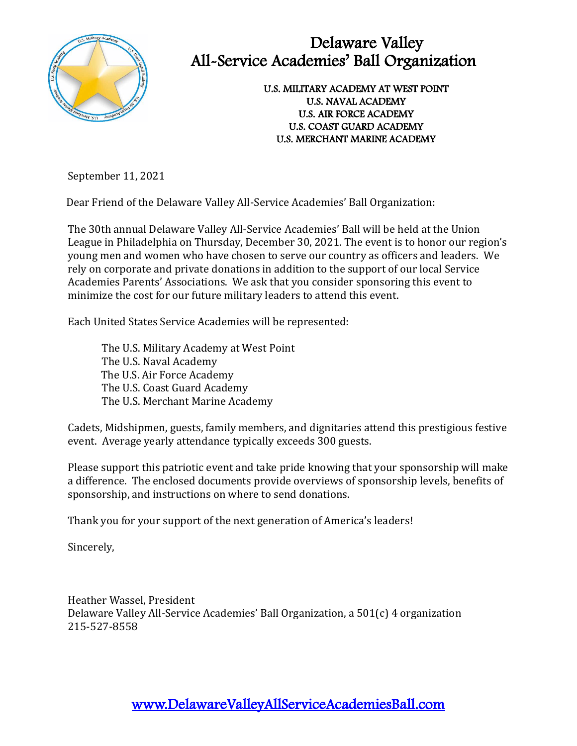# Delaware Valley All-Service Academies' Ball Organization

U.S. MILITARY ACADEMY AT WEST POINT
U.S. NAVAL ACADEMY
U.S. AIR FORCE ACADEMY
U.S. COAST GUARD ACADEMY
U.S. MERCHANT MARINE ACADEMY

September 11, 2021

Dear Friend of the Delaware Valley All-Service Academies' Ball Organization:

The 30th annual Delaware Valley All-Service Academies' Ball will be held at the Union League in Philadelphia on Thursday, December 30, 2021. The event is to honor our region's young men and women who have chosen to serve our country as officers and leaders. We rely on corporate and private donations in addition to the support of our local Service Academies Parents' Associations. We ask that you consider sponsoring this event to minimize the cost for our future military leaders to attend this event.

Each United States Service Academies will be represented:

The U.S. Military Academy at West Point
The U.S. Naval Academy
The U.S. Air Force Academy
The U.S. Coast Guard Academy
The U.S. Merchant Marine Academy

Cadets, Midshipmen, guests, family members, and dignitaries attend this prestigious festive event. Average yearly attendance typically exceeds 300 guests.

Please support this patriotic event and take pride knowing that your sponsorship will make a difference. The enclosed documents provide overviews of sponsorship levels, benefits of sponsorship, and instructions on where to send donations.

Thank you for your support of the next generation of America's leaders!

Sincerely,

Heather Wassel, President
Delaware Valley All-Service Academies' Ball Organization, a 501(c) 4 organization
215-527-8558

www.DelawareValleyAllServiceAcademiesBall.com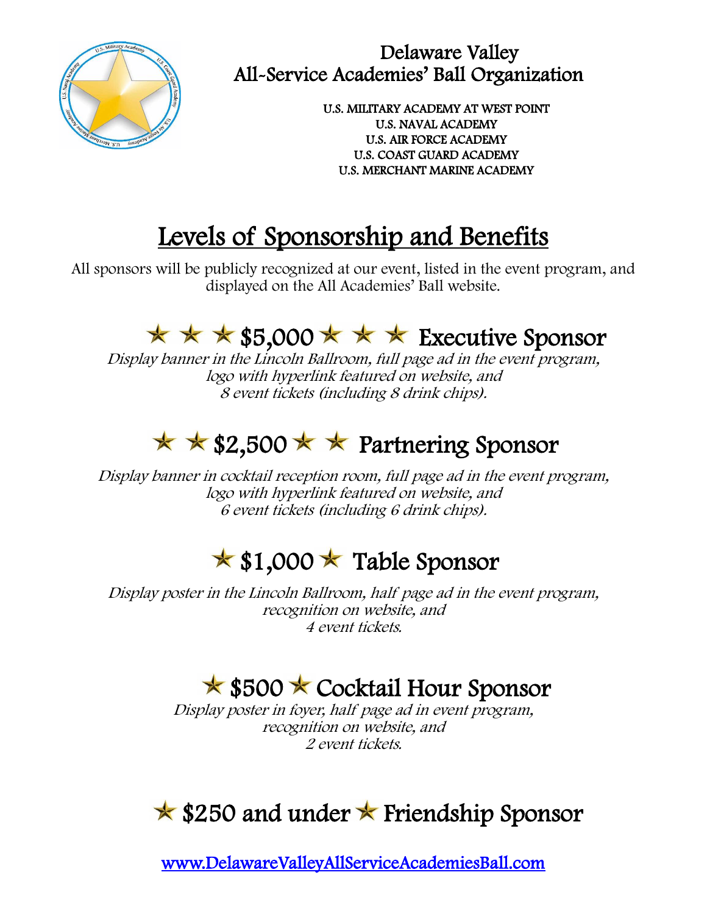Delaware Valley
All-Service Academies' Ball Organization

U.S. MILITARY ACADEMY AT WEST POINT
U.S. NAVAL ACADEMY
U.S. AIR FORCE ACADEMY
U.S. COAST GUARD ACADEMY
U.S. MERCHANT MARINE ACADEMY

# Levels of Sponsorship and Benefits

All sponsors will be publicly recognized at our event, listed in the event program, and displayed on the All Academies' Ball website.

## ★ ★ ★ $5,000 ★ ★ ★ Executive Sponsor

*Display banner in the Lincoln Ballroom, full page ad in the event program, logo with hyperlink featured on website, and 8 event tickets (including 8 drink chips).*

## ★ ★ $2,500 ★ ★ Partnering Sponsor

*Display banner in cocktail reception room, full page ad in the event program, logo with hyperlink featured on website, and 6 event tickets (including 6 drink chips).*

## ★ $1,000 ★ Table Sponsor

*Display poster in the Lincoln Ballroom, half page ad in the event program, recognition on website, and 4 event tickets.*

## ★ $500 ★ Cocktail Hour Sponsor

*Display poster in foyer, half page ad in event program, recognition on website, and 2 event tickets.*

## ★ $250 and under ★ Friendship Sponsor

[www.DelawareValleyAllServiceAcademiesBall.com](http://www.DelawareValleyAllServiceAcademiesBall.com)